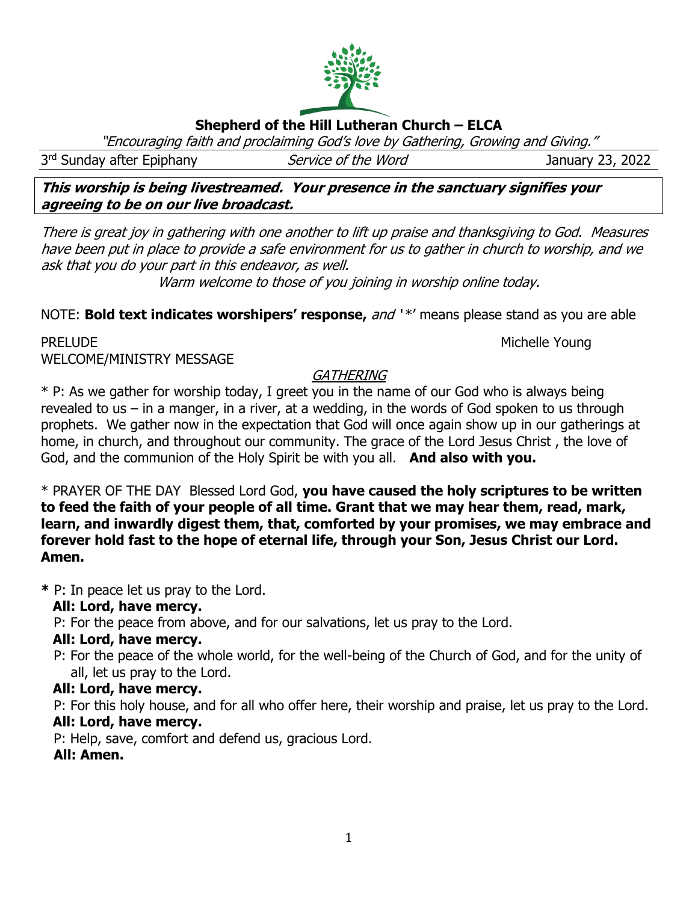# Shepherd of the Hill Lutheran Church – ELCA

*"Encouraging faith and proclaiming God's love by Gathering, Growing and Giving."*

3rd Sunday after Epiphany | *Service of the Word* | January 23, 2022

***This worship is being livestreamed. Your presence in the sanctuary signifies your agreeing to be on our live broadcast.***

*There is great joy in gathering with one another to lift up praise and thanksgiving to God. Measures have been put in place to provide a safe environment for us to gather in church to worship, and we ask that you do your part in this endeavor, as well.*

*Warm welcome to those of you joining in worship online today.*

NOTE: **Bold text indicates worshipers' response,** *and* '*' means please stand as you are able

PRELUDE — Michelle Young

WELCOME/MINISTRY MESSAGE

## *GATHERING*

* P: As we gather for worship today, I greet you in the name of our God who is always being revealed to us – in a manger, in a river, at a wedding, in the words of God spoken to us through prophets. We gather now in the expectation that God will once again show up in our gatherings at home, in church, and throughout our community. The grace of the Lord Jesus Christ , the love of God, and the communion of the Holy Spirit be with you all. **And also with you.**

* PRAYER OF THE DAY Blessed Lord God, **you have caused the holy scriptures to be written to feed the faith of your people of all time. Grant that we may hear them, read, mark, learn, and inwardly digest them, that, comforted by your promises, we may embrace and forever hold fast to the hope of eternal life, through your Son, Jesus Christ our Lord. Amen.**

**\*** P: In peace let us pray to the Lord.

**All: Lord, have mercy.**

P: For the peace from above, and for our salvations, let us pray to the Lord.

**All: Lord, have mercy.**

P: For the peace of the whole world, for the well-being of the Church of God, and for the unity of all, let us pray to the Lord.

**All: Lord, have mercy.**

P: For this holy house, and for all who offer here, their worship and praise, let us pray to the Lord.

**All: Lord, have mercy.**

P: Help, save, comfort and defend us, gracious Lord.

**All: Amen.**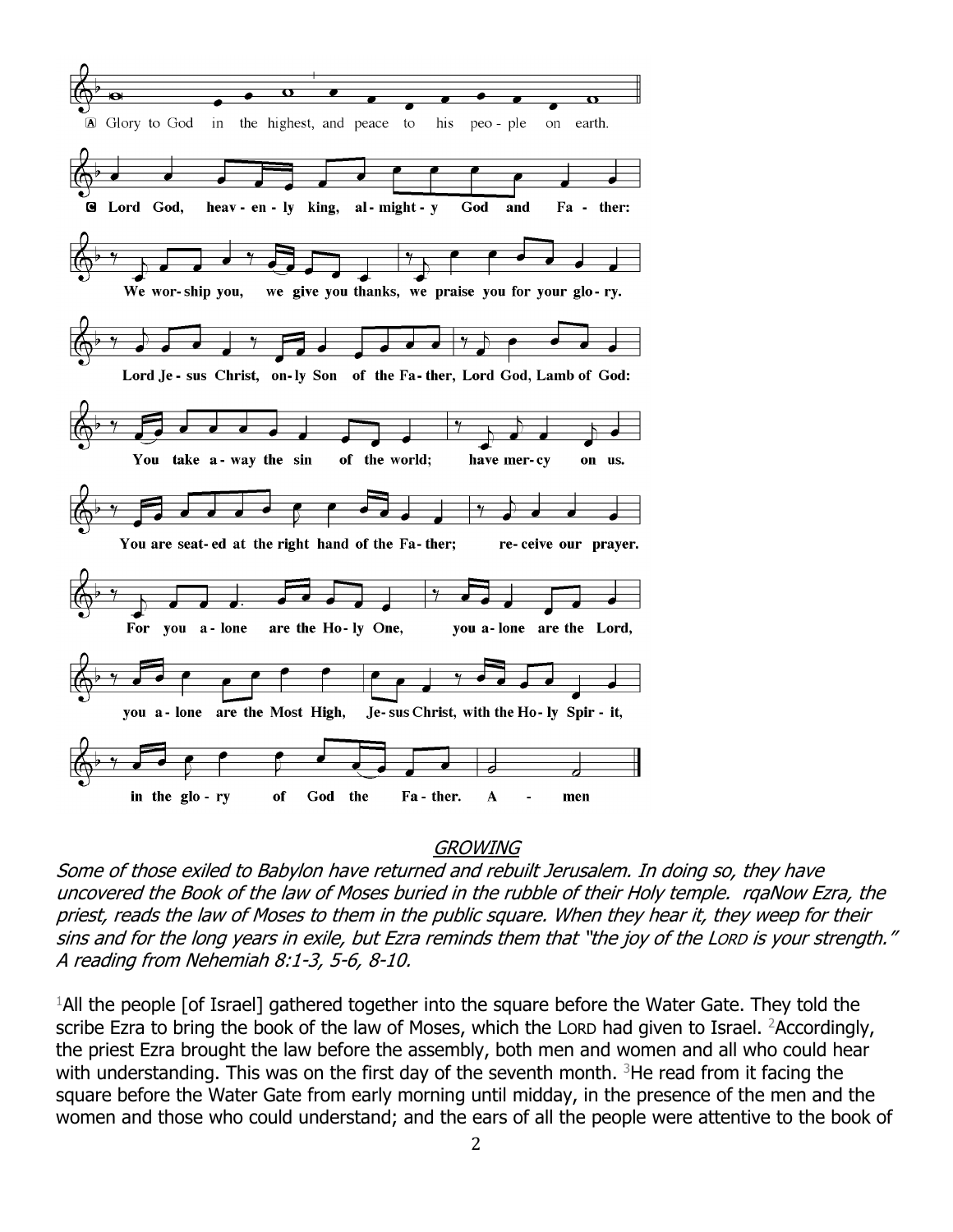Ⓐ Glory to God in the highest, and peace to his peo - ple on earth.

Ⓒ Lord God, heav - en - ly king, al - might - y God and Fa - ther:

We wor- ship you, we give you thanks, we praise you for your glo - ry.

Lord Je - sus Christ, on- ly Son of the Fa- ther, Lord God, Lamb of God:

You take a - way the sin of the world; have mer- cy on us.

You are seat- ed at the right hand of the Fa- ther; re- ceive our prayer.

For you a - lone are the Ho- ly One, you a- lone are the Lord,

you a- lone are the Most High, Je- sus Christ, with the Ho- ly Spir - it,

in the glo - ry of God the Fa- ther. A - men

## GROWING

*Some of those exiled to Babylon have returned and rebuilt Jerusalem. In doing so, they have uncovered the Book of the law of Moses buried in the rubble of their Holy temple. rqaNow Ezra, the priest, reads the law of Moses to them in the public square. When they hear it, they weep for their sins and for the long years in exile, but Ezra reminds them that "the joy of the LORD is your strength." A reading from Nehemiah 8:1-3, 5-6, 8-10.*

[1]All the people [of Israel] gathered together into the square before the Water Gate. They told the scribe Ezra to bring the book of the law of Moses, which the LORD had given to Israel. [2]Accordingly, the priest Ezra brought the law before the assembly, both men and women and all who could hear with understanding. This was on the first day of the seventh month. [3]He read from it facing the square before the Water Gate from early morning until midday, in the presence of the men and the women and those who could understand; and the ears of all the people were attentive to the book of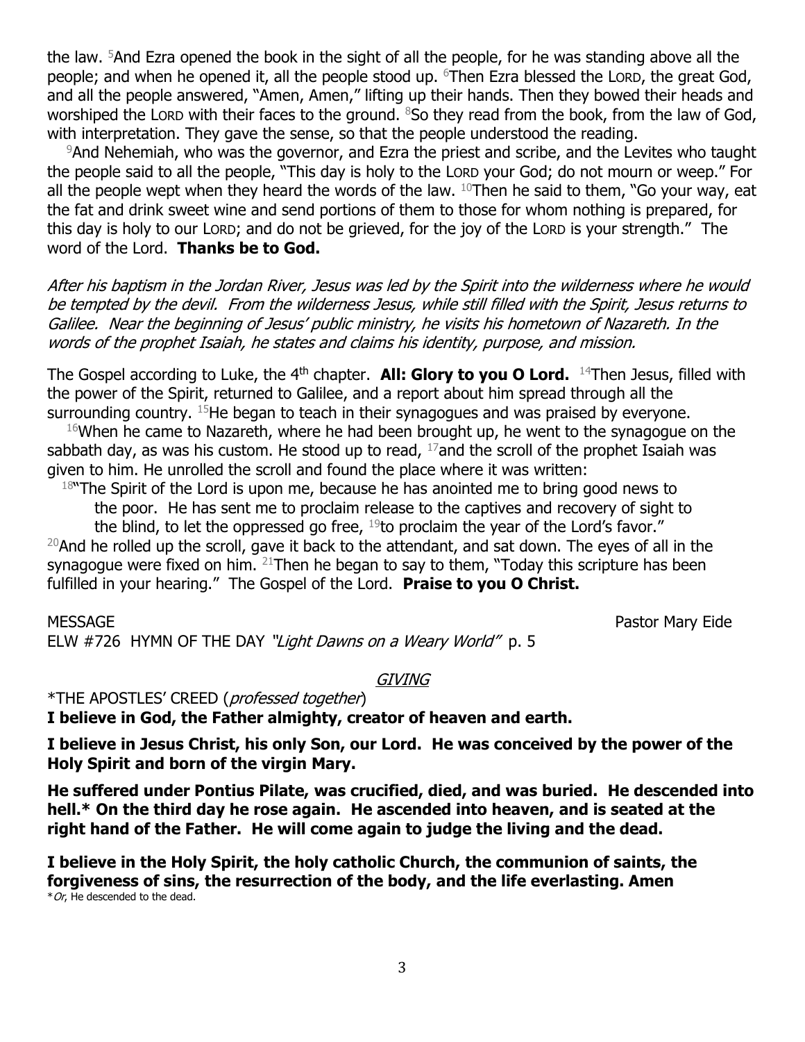the law. 5And Ezra opened the book in the sight of all the people, for he was standing above all the people; and when he opened it, all the people stood up. 6Then Ezra blessed the LORD, the great God, and all the people answered, "Amen, Amen," lifting up their hands. Then they bowed their heads and worshiped the LORD with their faces to the ground. 8So they read from the book, from the law of God, with interpretation. They gave the sense, so that the people understood the reading.

9And Nehemiah, who was the governor, and Ezra the priest and scribe, and the Levites who taught the people said to all the people, "This day is holy to the LORD your God; do not mourn or weep." For all the people wept when they heard the words of the law. 10Then he said to them, "Go your way, eat the fat and drink sweet wine and send portions of them to those for whom nothing is prepared, for this day is holy to our LORD; and do not be grieved, for the joy of the LORD is your strength." The word of the Lord. **Thanks be to God.**

*After his baptism in the Jordan River, Jesus was led by the Spirit into the wilderness where he would be tempted by the devil. From the wilderness Jesus, while still filled with the Spirit, Jesus returns to Galilee. Near the beginning of Jesus' public ministry, he visits his hometown of Nazareth. In the words of the prophet Isaiah, he states and claims his identity, purpose, and mission.*

The Gospel according to Luke, the 4th chapter. **All: Glory to you O Lord.** 14Then Jesus, filled with the power of the Spirit, returned to Galilee, and a report about him spread through all the surrounding country. 15He began to teach in their synagogues and was praised by everyone.

16When he came to Nazareth, where he had been brought up, he went to the synagogue on the sabbath day, as was his custom. He stood up to read, 17and the scroll of the prophet Isaiah was given to him. He unrolled the scroll and found the place where it was written:

18"The Spirit of the Lord is upon me, because he has anointed me to bring good news to the poor. He has sent me to proclaim release to the captives and recovery of sight to the blind, to let the oppressed go free, 19to proclaim the year of the Lord's favor."

20And he rolled up the scroll, gave it back to the attendant, and sat down. The eyes of all in the synagogue were fixed on him. 21Then he began to say to them, "Today this scripture has been fulfilled in your hearing." The Gospel of the Lord. **Praise to you O Christ.**

MESSAGE Pastor Mary Eide

ELW #726 HYMN OF THE DAY *"Light Dawns on a Weary World"* p. 5

## *GIVING*

*THE APOSTLES' CREED (*professed together*)

**I believe in God, the Father almighty, creator of heaven and earth.**

**I believe in Jesus Christ, his only Son, our Lord. He was conceived by the power of the Holy Spirit and born of the virgin Mary.**

**He suffered under Pontius Pilate, was crucified, died, and was buried. He descended into hell.* On the third day he rose again. He ascended into heaven, and is seated at the right hand of the Father. He will come again to judge the living and the dead.**

**I believe in the Holy Spirit, the holy catholic Church, the communion of saints, the forgiveness of sins, the resurrection of the body, and the life everlasting. Amen**

**Or*, He descended to the dead.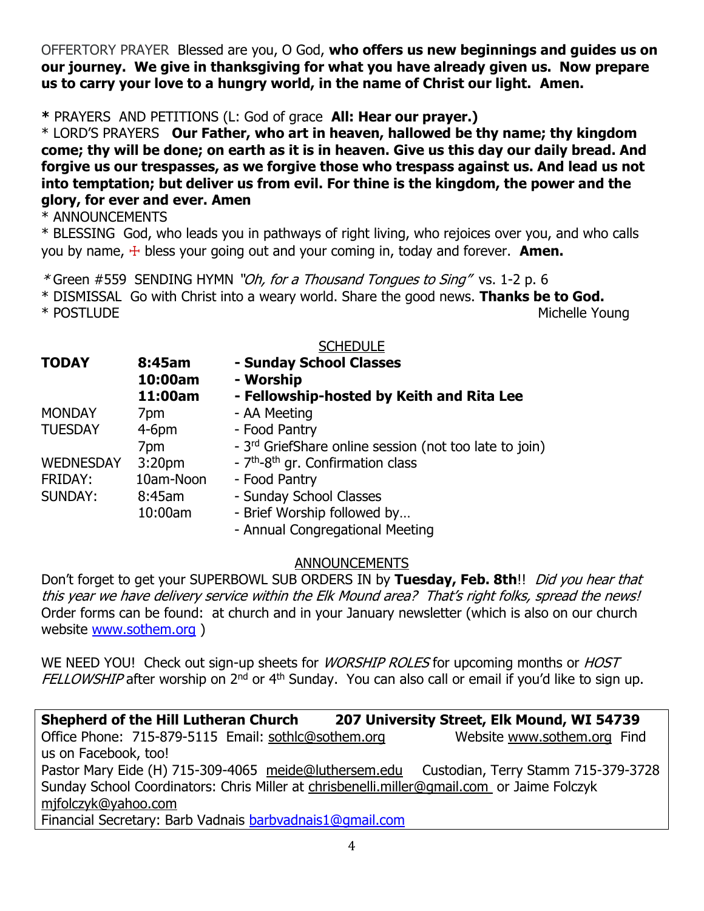OFFERTORY PRAYER Blessed are you, O God, **who offers us new beginnings and guides us on our journey. We give in thanksgiving for what you have already given us. Now prepare us to carry your love to a hungry world, in the name of Christ our light. Amen.**

**\*** PRAYERS AND PETITIONS (L: God of grace **All: Hear our prayer.)**

\* LORD'S PRAYERS **Our Father, who art in heaven, hallowed be thy name; thy kingdom come; thy will be done; on earth as it is in heaven. Give us this day our daily bread. And forgive us our trespasses, as we forgive those who trespass against us. And lead us not into temptation; but deliver us from evil. For thine is the kingdom, the power and the glory, for ever and ever. Amen**

\* ANNOUNCEMENTS

\* BLESSING God, who leads you in pathways of right living, who rejoices over you, and who calls you by name, ☩ bless your going out and your coming in, today and forever. **Amen.**

*\** Green #559 SENDING HYMN *"Oh, for a Thousand Tongues to Sing"* vs. 1-2 p. 6

\* DISMISSAL Go with Christ into a weary world. Share the good news. **Thanks be to God.**

\* POSTLUDE Michelle Young

SCHEDULE

| | | |
|---|---|---|
| **TODAY** | **8:45am** | **- Sunday School Classes** |
| | **10:00am** | **- Worship** |
| | **11:00am** | **- Fellowship-hosted by Keith and Rita Lee** |
| MONDAY | 7pm | - AA Meeting |
| TUESDAY | 4-6pm | - Food Pantry |
| | 7pm | - 3rd GriefShare online session (not too late to join) |
| WEDNESDAY | 3:20pm | - 7th-8th gr. Confirmation class |
| FRIDAY: | 10am-Noon | - Food Pantry |
| SUNDAY: | 8:45am | - Sunday School Classes |
| | 10:00am | - Brief Worship followed by… |
| | | - Annual Congregational Meeting |

ANNOUNCEMENTS

Don't forget to get your SUPERBOWL SUB ORDERS IN by **Tuesday, Feb. 8th**!! *Did you hear that this year we have delivery service within the Elk Mound area? That's right folks, spread the news!* Order forms can be found: at church and in your January newsletter (which is also on our church website www.sothem.org )

WE NEED YOU! Check out sign-up sheets for *WORSHIP ROLES* for upcoming months or *HOST FELLOWSHIP* after worship on 2nd or 4th Sunday. You can also call or email if you'd like to sign up.

**Shepherd of the Hill Lutheran Church 207 University Street, Elk Mound, WI 54739**
Office Phone: 715-879-5115 Email: sothlc@sothem.org Website www.sothem.org Find us on Facebook, too!
Pastor Mary Eide (H) 715-309-4065 meide@luthersem.edu Custodian, Terry Stamm 715-379-3728
Sunday School Coordinators: Chris Miller at chrisbenelli.miller@gmail.com or Jaime Folczyk mjfolczyk@yahoo.com
Financial Secretary: Barb Vadnais barbvadnais1@gmail.com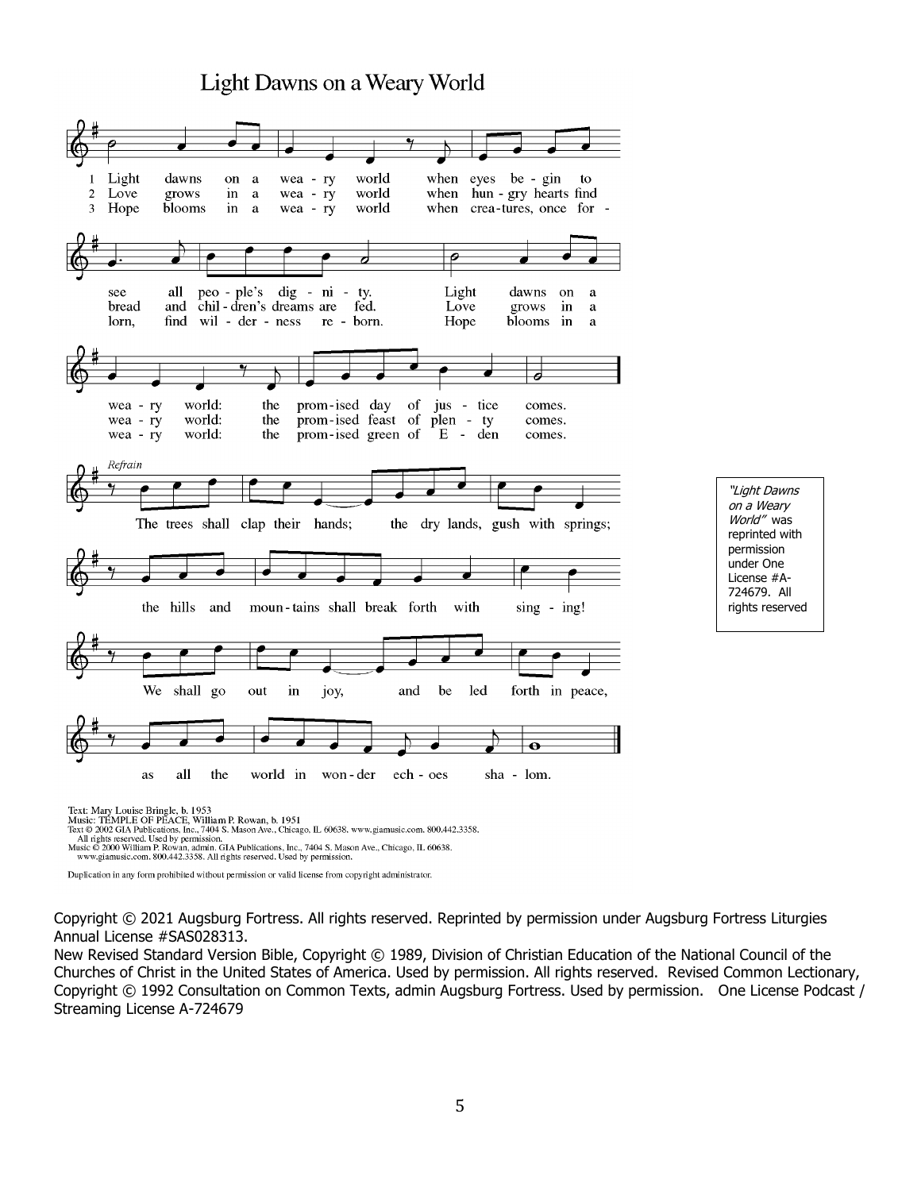# Light Dawns on a Weary World

1 Light dawns on a weary world when eyes begin to see all people's dignity. Light dawns on a weary world: the promised day of justice comes.

2 Love grows in a weary world when hungry hearts find bread and children's dreams are fed. Love grows in a weary world: the promised feast of plenty comes.

3 Hope blooms in a weary world when creatures, once forlorn, find wilderness reborn. Hope blooms in a weary world: the promised green of Eden comes.

*Refrain*

The trees shall clap their hands; the dry lands, gush with springs; the hills and mountains shall break forth with singing! We shall go out in joy, and be led forth in peace, as all the world in wonder echoes shalom.

*"Light Dawns on a Weary World"* was reprinted with permission under One License #A-724679. All rights reserved

Text: Mary Louise Bringle, b. 1953
Music: TEMPLE OF PEACE, William P. Rowan, b. 1951
Text © 2002 GIA Publications, Inc., 7404 S. Mason Ave., Chicago, IL 60638. www.giamusic.com. 800.442.3358. All rights reserved. Used by permission.
Music © 2000 William P. Rowan, admin. GIA Publications, Inc., 7404 S. Mason Ave., Chicago, IL 60638. www.giamusic.com. 800.442.3358. All rights reserved. Used by permission.

Duplication in any form prohibited without permission or valid license from copyright administrator.

Copyright © 2021 Augsburg Fortress. All rights reserved. Reprinted by permission under Augsburg Fortress Liturgies Annual License #SAS028313.
New Revised Standard Version Bible, Copyright © 1989, Division of Christian Education of the National Council of the Churches of Christ in the United States of America. Used by permission. All rights reserved. Revised Common Lectionary, Copyright © 1992 Consultation on Common Texts, admin Augsburg Fortress. Used by permission. One License Podcast / Streaming License A-724679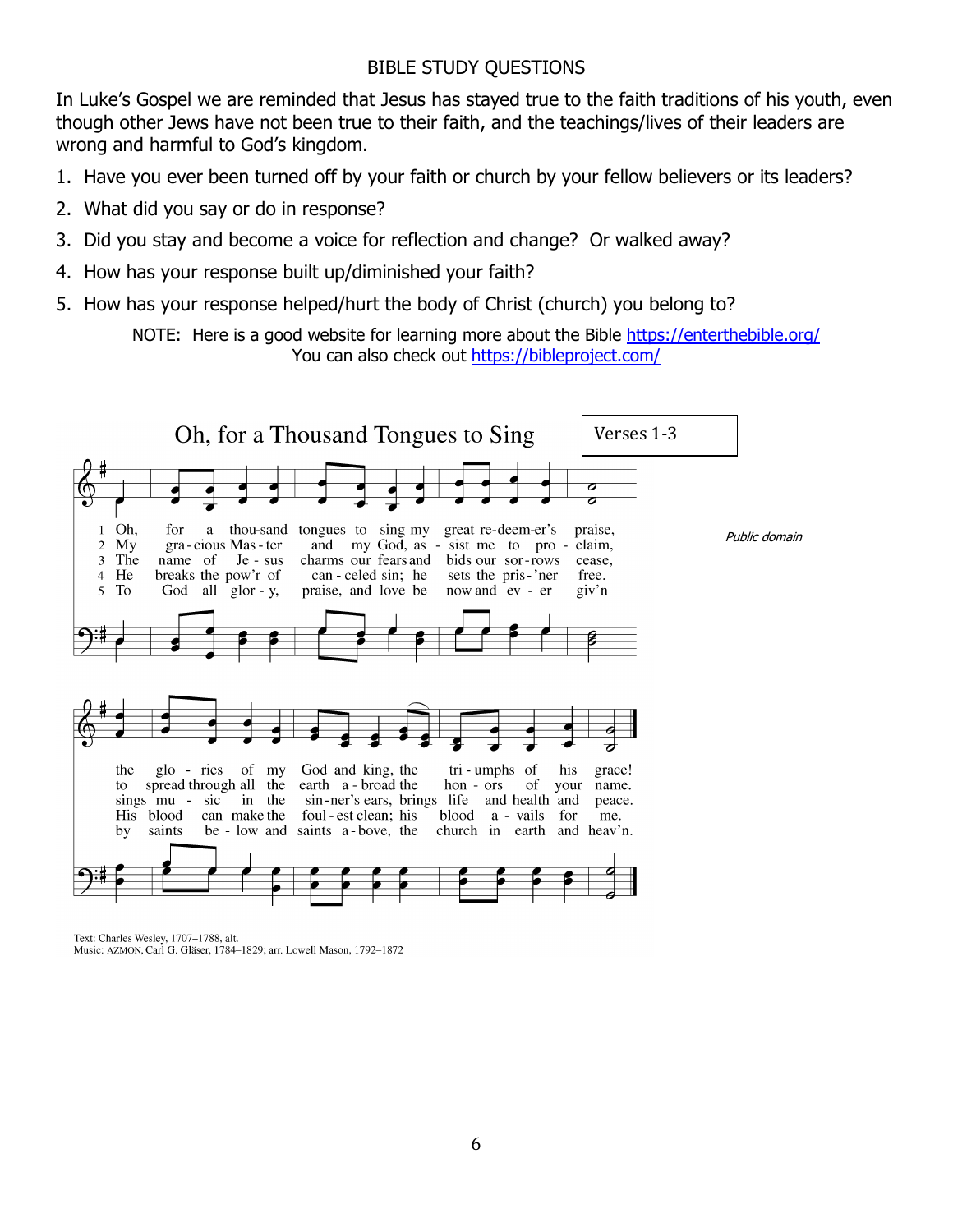BIBLE STUDY QUESTIONS

In Luke's Gospel we are reminded that Jesus has stayed true to the faith traditions of his youth, even though other Jews have not been true to their faith, and the teachings/lives of their leaders are wrong and harmful to God's kingdom.

1. Have you ever been turned off by your faith or church by your fellow believers or its leaders?
2. What did you say or do in response?
3. Did you stay and become a voice for reflection and change? Or walked away?
4. How has your response built up/diminished your faith?
5. How has your response helped/hurt the body of Christ (church) you belong to?

NOTE: Here is a good website for learning more about the Bible https://enterthebible.org/
You can also check out https://bibleproject.com/

## Oh, for a Thousand Tongues to Sing

Verses 1-3

*Public domain*

1 Oh, for a thousand tongues to sing my great redeemer's praise, the glories of my God and king, the triumphs of his grace!

2 My gracious Master and my God, assist me to proclaim, to spread through all the earth abroad the honors of your name.

3 The name of Jesus charms our fears and bids our sorrows cease, sings music in the sinner's ears, brings life and health and peace.

4 He breaks the pow'r of canceled sin; he sets the pris'ner free. His blood can make the foulest clean; his blood avails for me.

5 To God all glory, praise, and love be now and ever giv'n by saints below and saints above, the church in earth and heav'n.

Text: Charles Wesley, 1707–1788, alt.
Music: AZMON, Carl G. Gläser, 1784–1829; arr. Lowell Mason, 1792–1872